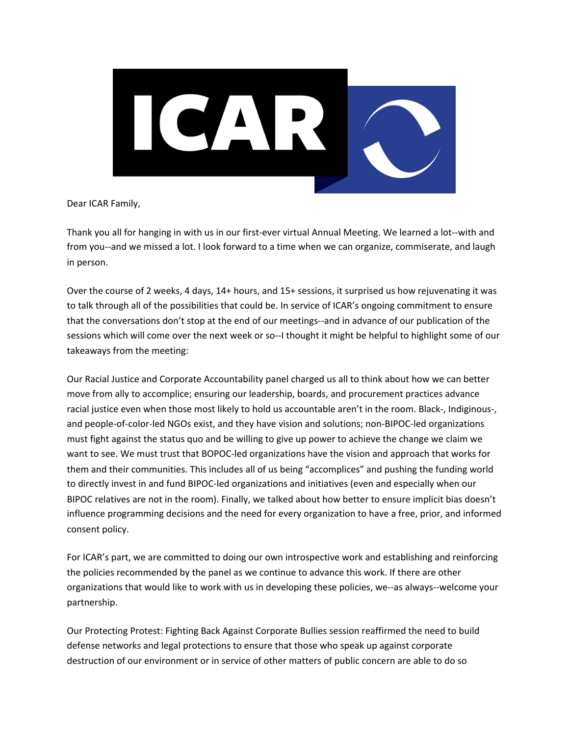Dear ICAR Family,

Thank you all for hanging in with us in our first-ever virtual Annual Meeting. We learned a lot--with and from you--and we missed a lot. I look forward to a time when we can organize, commiserate, and laugh in person.

Over the course of 2 weeks, 4 days, 14+ hours, and 15+ sessions, it surprised us how rejuvenating it was to talk through all of the possibilities that could be. In service of ICAR's ongoing commitment to ensure that the conversations don't stop at the end of our meetings--and in advance of our publication of the sessions which will come over the next week or so--I thought it might be helpful to highlight some of our takeaways from the meeting:

Our Racial Justice and Corporate Accountability panel charged us all to think about how we can better move from ally to accomplice; ensuring our leadership, boards, and procurement practices advance racial justice even when those most likely to hold us accountable aren't in the room. Black-, Indiginous-, and people-of-color-led NGOs exist, and they have vision and solutions; non-BIPOC-led organizations must fight against the status quo and be willing to give up power to achieve the change we claim we want to see. We must trust that BOPOC-led organizations have the vision and approach that works for them and their communities. This includes all of us being "accomplices" and pushing the funding world to directly invest in and fund BIPOC-led organizations and initiatives (even and especially when our BIPOC relatives are not in the room). Finally, we talked about how better to ensure implicit bias doesn't influence programming decisions and the need for every organization to have a free, prior, and informed consent policy.

For ICAR's part, we are committed to doing our own introspective work and establishing and reinforcing the policies recommended by the panel as we continue to advance this work. If there are other organizations that would like to work with us in developing these policies, we--as always--welcome your partnership.

Our Protecting Protest: Fighting Back Against Corporate Bullies session reaffirmed the need to build defense networks and legal protections to ensure that those who speak up against corporate destruction of our environment or in service of other matters of public concern are able to do so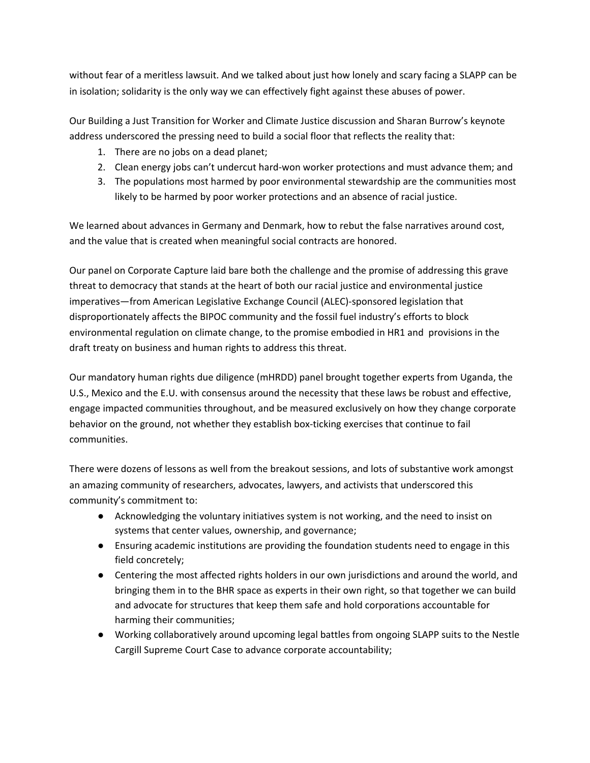without fear of a meritless lawsuit. And we talked about just how lonely and scary facing a SLAPP can be in isolation; solidarity is the only way we can effectively fight against these abuses of power.

Our Building a Just Transition for Worker and Climate Justice discussion and Sharan Burrow's keynote address underscored the pressing need to build a social floor that reflects the reality that:

1. There are no jobs on a dead planet;
2. Clean energy jobs can't undercut hard-won worker protections and must advance them; and
3. The populations most harmed by poor environmental stewardship are the communities most likely to be harmed by poor worker protections and an absence of racial justice.

We learned about advances in Germany and Denmark, how to rebut the false narratives around cost, and the value that is created when meaningful social contracts are honored.

Our panel on Corporate Capture laid bare both the challenge and the promise of addressing this grave threat to democracy that stands at the heart of both our racial justice and environmental justice imperatives—from American Legislative Exchange Council (ALEC)-sponsored legislation that disproportionately affects the BIPOC community and the fossil fuel industry's efforts to block environmental regulation on climate change, to the promise embodied in HR1 and provisions in the draft treaty on business and human rights to address this threat.

Our mandatory human rights due diligence (mHRDD) panel brought together experts from Uganda, the U.S., Mexico and the E.U. with consensus around the necessity that these laws be robust and effective, engage impacted communities throughout, and be measured exclusively on how they change corporate behavior on the ground, not whether they establish box-ticking exercises that continue to fail communities.

There were dozens of lessons as well from the breakout sessions, and lots of substantive work amongst an amazing community of researchers, advocates, lawyers, and activists that underscored this community's commitment to:

- Acknowledging the voluntary initiatives system is not working, and the need to insist on systems that center values, ownership, and governance;
- Ensuring academic institutions are providing the foundation students need to engage in this field concretely;
- Centering the most affected rights holders in our own jurisdictions and around the world, and bringing them in to the BHR space as experts in their own right, so that together we can build and advocate for structures that keep them safe and hold corporations accountable for harming their communities;
- Working collaboratively around upcoming legal battles from ongoing SLAPP suits to the Nestle Cargill Supreme Court Case to advance corporate accountability;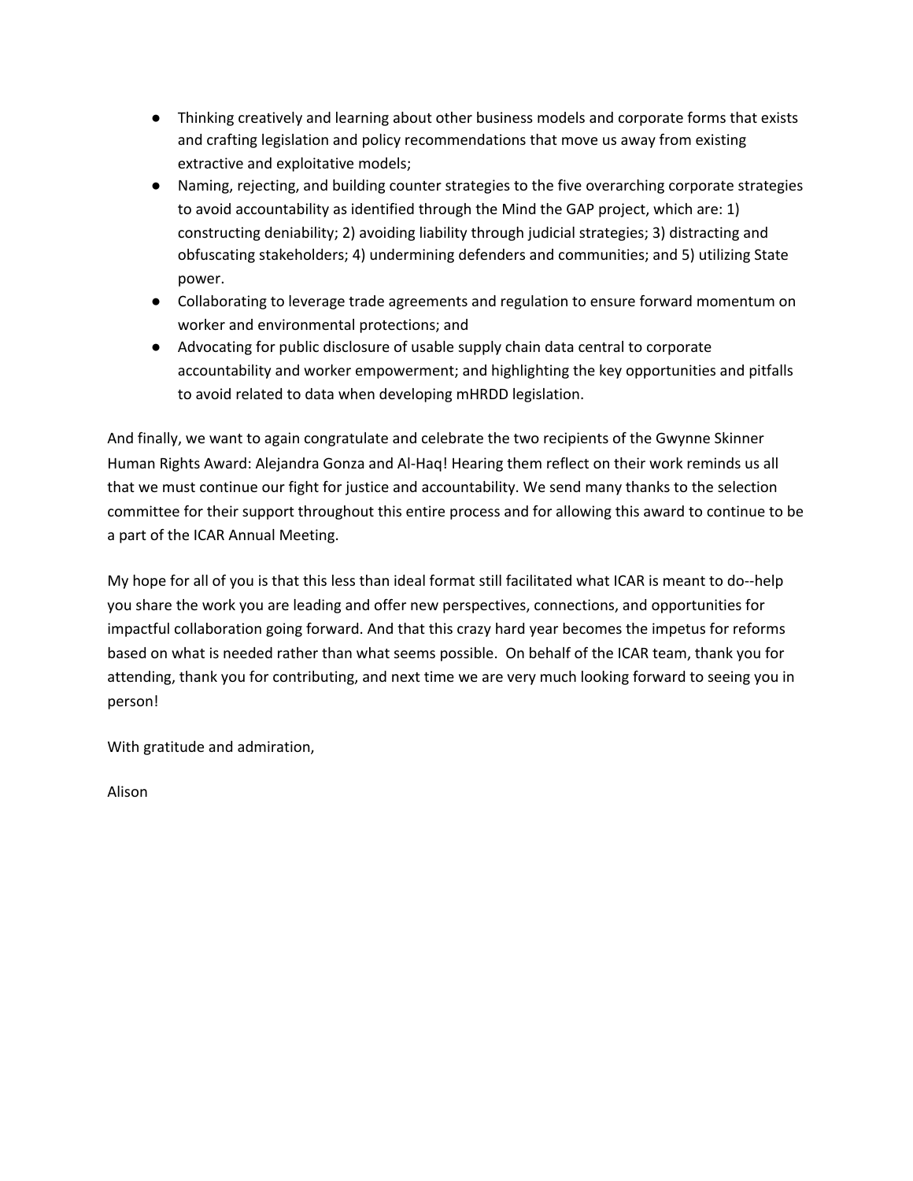- Thinking creatively and learning about other business models and corporate forms that exists and crafting legislation and policy recommendations that move us away from existing extractive and exploitative models;
- Naming, rejecting, and building counter strategies to the five overarching corporate strategies to avoid accountability as identified through the Mind the GAP project, which are: 1) constructing deniability; 2) avoiding liability through judicial strategies; 3) distracting and obfuscating stakeholders; 4) undermining defenders and communities; and 5) utilizing State power.
- Collaborating to leverage trade agreements and regulation to ensure forward momentum on worker and environmental protections; and
- Advocating for public disclosure of usable supply chain data central to corporate accountability and worker empowerment; and highlighting the key opportunities and pitfalls to avoid related to data when developing mHRDD legislation.

And finally, we want to again congratulate and celebrate the two recipients of the Gwynne Skinner Human Rights Award: Alejandra Gonza and Al-Haq! Hearing them reflect on their work reminds us all that we must continue our fight for justice and accountability. We send many thanks to the selection committee for their support throughout this entire process and for allowing this award to continue to be a part of the ICAR Annual Meeting.

My hope for all of you is that this less than ideal format still facilitated what ICAR is meant to do--help you share the work you are leading and offer new perspectives, connections, and opportunities for impactful collaboration going forward. And that this crazy hard year becomes the impetus for reforms based on what is needed rather than what seems possible. On behalf of the ICAR team, thank you for attending, thank you for contributing, and next time we are very much looking forward to seeing you in person!

With gratitude and admiration,

Alison